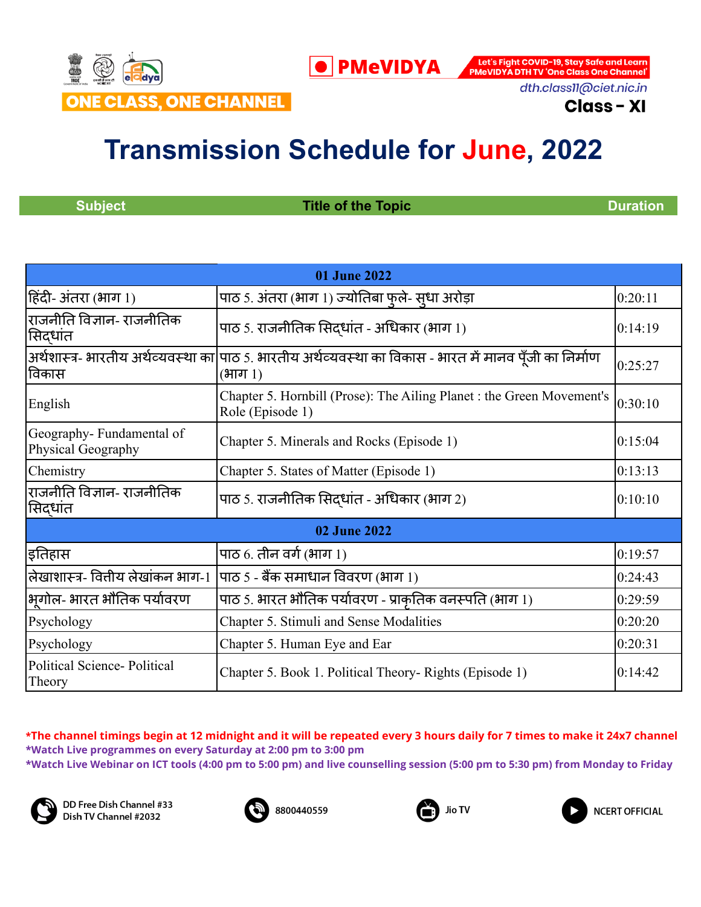ONE CLASS, ONE CHANNEL

PMeVIDYA

Let's Fight COVID-19, Stay Safe and Learn PMeVIDYA DTH TV 'One Class One Channel'

dth.class11@ciet.nic.in

**Class - XI**

# Transmission Schedule for June, 2022

| Subject | Title of the Topic | Duration |
|---|---|---|
| **01 June 2022** | | |
| हिंदी- अंतरा (भाग 1) | पाठ 5. अंतरा (भाग 1) ज्योतिबा फुले- सुधा अरोड़ा | 0:20:11 |
| राजनीति विज्ञान- राजनीतिक सिद्धांत | पाठ 5. राजनीतिक सिद्धांत - अधिकार (भाग 1) | 0:14:19 |
| अर्थशास्त्र- भारतीय अर्थव्यवस्था का विकास | पाठ 5. भारतीय अर्थव्यवस्था का विकास - भारत में मानव पूँजी का निर्माण (भाग 1) | 0:25:27 |
| English | Chapter 5. Hornbill (Prose): The Ailing Planet : the Green Movement's Role (Episode 1) | 0:30:10 |
| Geography- Fundamental of Physical Geography | Chapter 5. Minerals and Rocks (Episode 1) | 0:15:04 |
| Chemistry | Chapter 5. States of Matter (Episode 1) | 0:13:13 |
| राजनीति विज्ञान- राजनीतिक सिद्धांत | पाठ 5. राजनीतिक सिद्धांत - अधिकार (भाग 2) | 0:10:10 |
| **02 June 2022** | | |
| इतिहास | पाठ 6. तीन वर्ग (भाग 1) | 0:19:57 |
| लेखाशास्त्र- वित्तीय लेखांकन भाग-1 | पाठ 5 - बैंक समाधान विवरण (भाग 1) | 0:24:43 |
| भूगोल- भारत भौतिक पर्यावरण | पाठ 5. भारत भौतिक पर्यावरण - प्राकृतिक वनस्पति (भाग 1) | 0:29:59 |
| Psychology | Chapter 5. Stimuli and Sense Modalities | 0:20:20 |
| Psychology | Chapter 5. Human Eye and Ear | 0:20:31 |
| Political Science- Political Theory | Chapter 5. Book 1. Political Theory- Rights (Episode 1) | 0:14:42 |

*The channel timings begin at 12 midnight and it will be repeated every 3 hours daily for 7 times to make it 24x7 channel

*Watch Live programmes on every Saturday at 2:00 pm to 3:00 pm

*Watch Live Webinar on ICT tools (4:00 pm to 5:00 pm) and live counselling session (5:00 pm to 5:30 pm) from Monday to Friday

DD Free Dish Channel #33
Dish TV Channel #2032

8800440559

Jio TV

NCERT OFFICIAL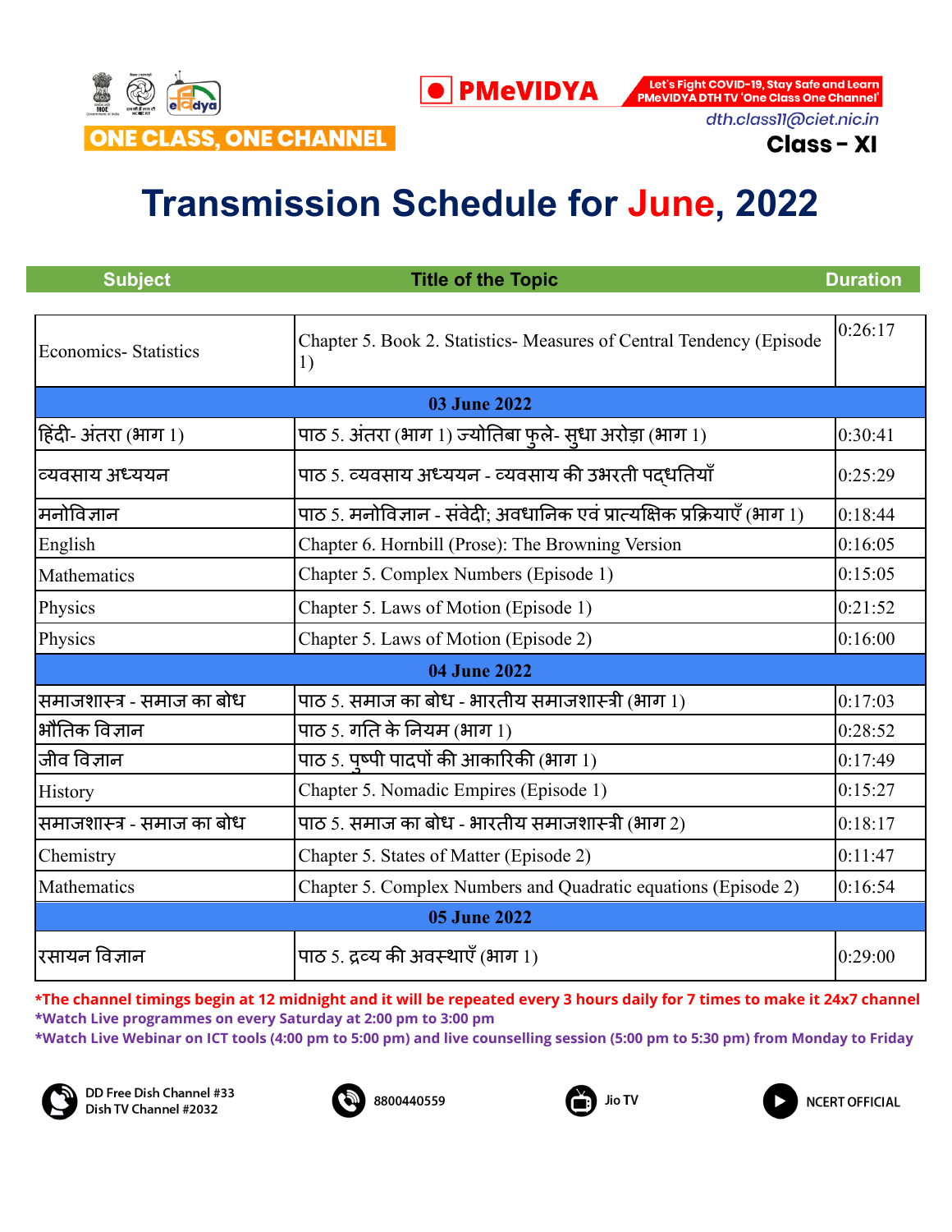ONE CLASS, ONE CHANNEL

PMeVIDYA

Let's Fight COVID-19, Stay Safe and Learn PMeVIDYA DTH TV 'One Class One Channel'

dth.class11@ciet.nic.in

Class - XI

# Transmission Schedule for June, 2022

| Subject | Title of the Topic | Duration |
|---|---|---|
| Economics- Statistics | Chapter 5. Book 2. Statistics- Measures of Central Tendency (Episode 1) | 0:26:17 |
| **03 June 2022** | | |
| हिंदी- अंतरा (भाग 1) | पाठ 5. अंतरा (भाग 1) ज्योतिबा फुले- सुधा अरोड़ा (भाग 1) | 0:30:41 |
| व्यवसाय अध्ययन | पाठ 5. व्यवसाय अध्ययन - व्यवसाय की उभरती पद्धतियाँ | 0:25:29 |
| मनोविज्ञान | पाठ 5. मनोविज्ञान - संवेदी; अवधानिक एवं प्रात्यक्षिक प्रक्रियाएँ (भाग 1) | 0:18:44 |
| English | Chapter 6. Hornbill (Prose): The Browning Version | 0:16:05 |
| Mathematics | Chapter 5. Complex Numbers (Episode 1) | 0:15:05 |
| Physics | Chapter 5. Laws of Motion (Episode 1) | 0:21:52 |
| Physics | Chapter 5. Laws of Motion (Episode 2) | 0:16:00 |
| **04 June 2022** | | |
| समाजशास्त्र - समाज का बोध | पाठ 5. समाज का बोध - भारतीय समाजशास्त्री (भाग 1) | 0:17:03 |
| भौतिक विज्ञान | पाठ 5. गति के नियम (भाग 1) | 0:28:52 |
| जीव विज्ञान | पाठ 5. पुष्पी पादपों की आकारिकी (भाग 1) | 0:17:49 |
| History | Chapter 5. Nomadic Empires (Episode 1) | 0:15:27 |
| समाजशास्त्र - समाज का बोध | पाठ 5. समाज का बोध - भारतीय समाजशास्त्री (भाग 2) | 0:18:17 |
| Chemistry | Chapter 5. States of Matter (Episode 2) | 0:11:47 |
| Mathematics | Chapter 5. Complex Numbers and Quadratic equations (Episode 2) | 0:16:54 |
| **05 June 2022** | | |
| रसायन विज्ञान | पाठ 5. द्रव्य की अवस्थाएँ (भाग 1) | 0:29:00 |

*The channel timings begin at 12 midnight and it will be repeated every 3 hours daily for 7 times to make it 24x7 channel

*Watch Live programmes on every Saturday at 2:00 pm to 3:00 pm

*Watch Live Webinar on ICT tools (4:00 pm to 5:00 pm) and live counselling session (5:00 pm to 5:30 pm) from Monday to Friday

DD Free Dish Channel #33
Dish TV Channel #2032

8800440559

Jio TV

NCERT OFFICIAL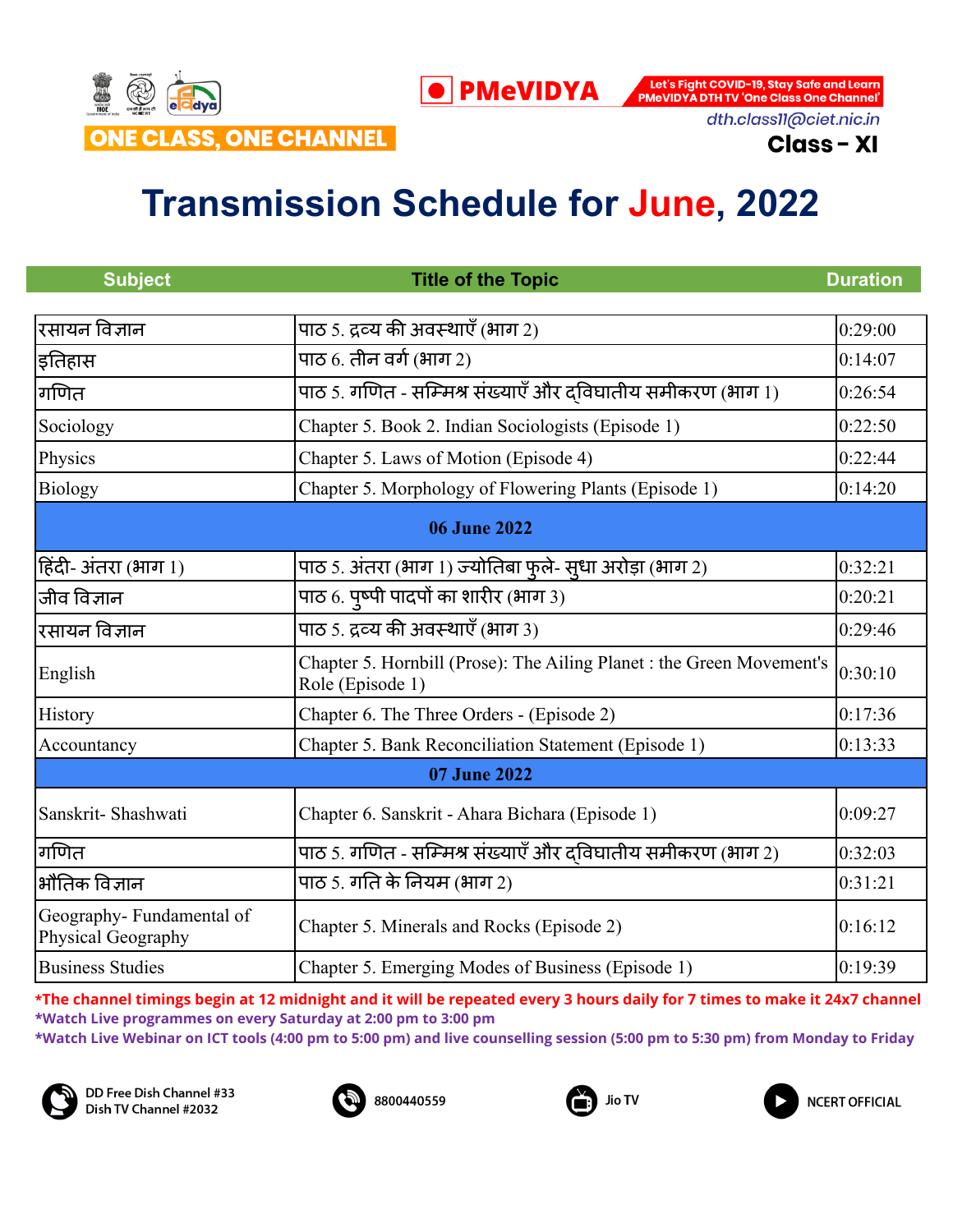ONE CLASS, ONE CHANNEL

PMeVIDYA

Let's Fight COVID-19, Stay Safe and Learn PMeVIDYA DTH TV 'One Class One Channel'

dth.class11@ciet.nic.in

**Class - XI**

# Transmission Schedule for June, 2022

| Subject | Title of the Topic | Duration |
|---|---|---|
| रसायन विज्ञान | पाठ 5. द्रव्य की अवस्थाएँ (भाग 2) | 0:29:00 |
| इतिहास | पाठ 6. तीन वर्ग (भाग 2) | 0:14:07 |
| गणित | पाठ 5. गणित - सम्मिश्र संख्याएँ और द्विघातीय समीकरण (भाग 1) | 0:26:54 |
| Sociology | Chapter 5. Book 2. Indian Sociologists (Episode 1) | 0:22:50 |
| Physics | Chapter 5. Laws of Motion (Episode 4) | 0:22:44 |
| Biology | Chapter 5. Morphology of Flowering Plants (Episode 1) | 0:14:20 |
| **06 June 2022** | | |
| हिंदी- अंतरा (भाग 1) | पाठ 5. अंतरा (भाग 1) ज्योतिबा फुले- सुधा अरोड़ा (भाग 2) | 0:32:21 |
| जीव विज्ञान | पाठ 6. पुष्पी पादपों का शारीर (भाग 3) | 0:20:21 |
| रसायन विज्ञान | पाठ 5. द्रव्य की अवस्थाएँ (भाग 3) | 0:29:46 |
| English | Chapter 5. Hornbill (Prose): The Ailing Planet : the Green Movement's Role (Episode 1) | 0:30:10 |
| History | Chapter 6. The Three Orders - (Episode 2) | 0:17:36 |
| Accountancy | Chapter 5. Bank Reconciliation Statement (Episode 1) | 0:13:33 |
| **07 June 2022** | | |
| Sanskrit- Shashwati | Chapter 6. Sanskrit - Ahara Bichara (Episode 1) | 0:09:27 |
| गणित | पाठ 5. गणित - सम्मिश्र संख्याएँ और द्विघातीय समीकरण (भाग 2) | 0:32:03 |
| भौतिक विज्ञान | पाठ 5. गति के नियम (भाग 2) | 0:31:21 |
| Geography- Fundamental of Physical Geography | Chapter 5. Minerals and Rocks (Episode 2) | 0:16:12 |
| Business Studies | Chapter 5. Emerging Modes of Business (Episode 1) | 0:19:39 |

*The channel timings begin at 12 midnight and it will be repeated every 3 hours daily for 7 times to make it 24x7 channel

*Watch Live programmes on every Saturday at 2:00 pm to 3:00 pm

*Watch Live Webinar on ICT tools (4:00 pm to 5:00 pm) and live counselling session (5:00 pm to 5:30 pm) from Monday to Friday

DD Free Dish Channel #33
Dish TV Channel #2032

8800440559

Jio TV

NCERT OFFICIAL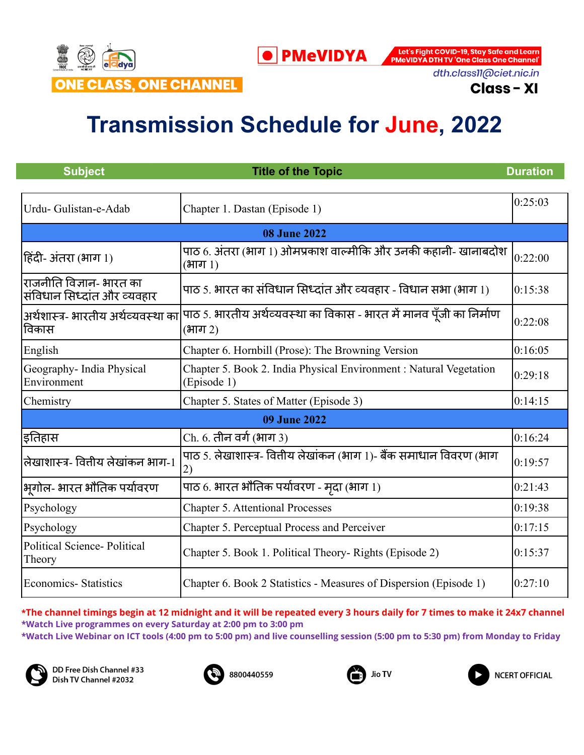ONE CLASS, ONE CHANNEL

PMeVIDYA

Let's Fight COVID-19, Stay Safe and Learn PMeVIDYA DTH TV 'One Class One Channel'

dth.class11@ciet.nic.in

**Class - XI**

# Transmission Schedule for June, 2022

| Subject | Title of the Topic | Duration |
|---|---|---|
| Urdu- Gulistan-e-Adab | Chapter 1. Dastan (Episode 1) | 0:25:03 |
| **08 June 2022** | | |
| हिंदी- अंतरा (भाग 1) | पाठ 6. अंतरा (भाग 1) ओमप्रकाश वाल्मीकि और उनकी कहानी- खानाबदोश (भाग 1) | 0:22:00 |
| राजनीति विज्ञान- भारत का संविधान सिध्दांत और व्यवहार | पाठ 5. भारत का संविधान सिध्दांत और व्यवहार - विधान सभा (भाग 1) | 0:15:38 |
| अर्थशास्त्र- भारतीय अर्थव्यवस्था का विकास | पाठ 5. भारतीय अर्थव्यवस्था का विकास - भारत में मानव पूँजी का निर्माण (भाग 2) | 0:22:08 |
| English | Chapter 6. Hornbill (Prose): The Browning Version | 0:16:05 |
| Geography- India Physical Environment | Chapter 5. Book 2. India Physical Environment : Natural Vegetation (Episode 1) | 0:29:18 |
| Chemistry | Chapter 5. States of Matter (Episode 3) | 0:14:15 |
| **09 June 2022** | | |
| इतिहास | Ch. 6. तीन वर्ग (भाग 3) | 0:16:24 |
| लेखाशास्त्र- वितीय लेखांकन भाग-1 | पाठ 5. लेखाशास्त्र- वितीय लेखांकन (भाग 1)- बैंक समाधान विवरण (भाग 2) | 0:19:57 |
| भूगोल- भारत भौतिक पर्यावरण | पाठ 6. भारत भौतिक पर्यावरण - मृदा (भाग 1) | 0:21:43 |
| Psychology | Chapter 5. Attentional Processes | 0:19:38 |
| Psychology | Chapter 5. Perceptual Process and Perceiver | 0:17:15 |
| Political Science- Political Theory | Chapter 5. Book 1. Political Theory- Rights (Episode 2) | 0:15:37 |
| Economics- Statistics | Chapter 6. Book 2 Statistics - Measures of Dispersion (Episode 1) | 0:27:10 |

*The channel timings begin at 12 midnight and it will be repeated every 3 hours daily for 7 times to make it 24x7 channel

*Watch Live programmes on every Saturday at 2:00 pm to 3:00 pm

*Watch Live Webinar on ICT tools (4:00 pm to 5:00 pm) and live counselling session (5:00 pm to 5:30 pm) from Monday to Friday

DD Free Dish Channel #33
Dish TV Channel #2032

8800440559

Jio TV

NCERT OFFICIAL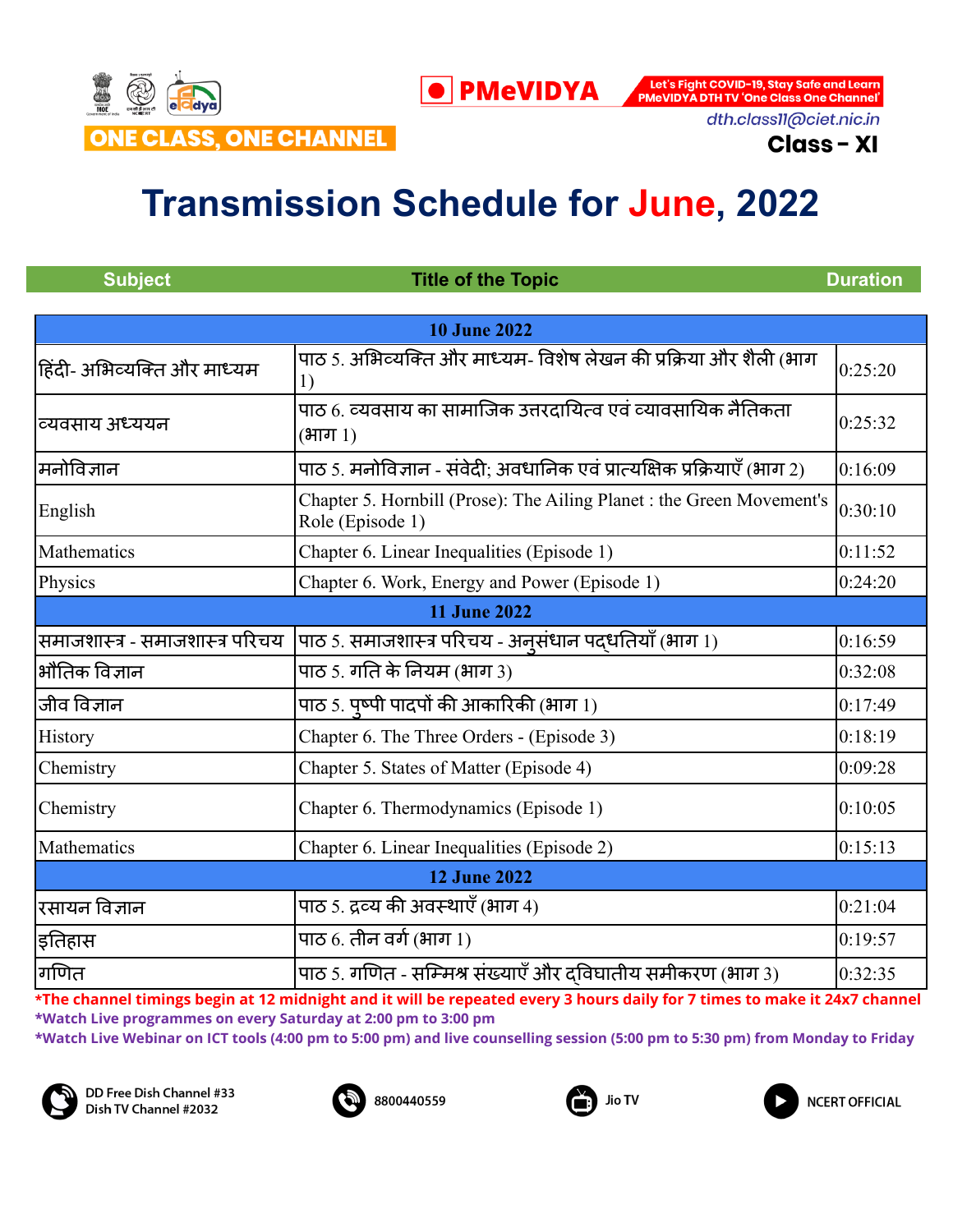ONE CLASS, ONE CHANNEL

PMeVIDYA

Let's Fight COVID-19, Stay Safe and Learn PMeVIDYA DTH TV 'One Class One Channel'

dth.class11@ciet.nic.in

**Class - XI**

# Transmission Schedule for June, 2022

| Subject | Title of the Topic | Duration |
|---|---|---|
| **10 June 2022** | | |
| हिंदी- अभिव्यक्ति और माध्यम | पाठ 5. अभिव्यक्ति और माध्यम- विशेष लेखन की प्रक्रिया और शैली (भाग 1) | 0:25:20 |
| व्यवसाय अध्ययन | पाठ 6. व्यवसाय का सामाजिक उत्तरदायित्व एवं व्यावसायिक नैतिकता (भाग 1) | 0:25:32 |
| मनोविज्ञान | पाठ 5. मनोविज्ञान - संवेदी; अवधानिक एवं प्रात्यक्षिक प्रक्रियाएँ (भाग 2) | 0:16:09 |
| English | Chapter 5. Hornbill (Prose): The Ailing Planet : the Green Movement's Role (Episode 1) | 0:30:10 |
| Mathematics | Chapter 6. Linear Inequalities (Episode 1) | 0:11:52 |
| Physics | Chapter 6. Work, Energy and Power (Episode 1) | 0:24:20 |
| **11 June 2022** | | |
| समाजशास्त्र - समाजशास्त्र परिचय | पाठ 5. समाजशास्त्र परिचय - अनुसंधान पद्धतियाँ (भाग 1) | 0:16:59 |
| भौतिक विज्ञान | पाठ 5. गति के नियम (भाग 3) | 0:32:08 |
| जीव विज्ञान | पाठ 5. पुष्पी पादपों की आकारिकी (भाग 1) | 0:17:49 |
| History | Chapter 6. The Three Orders - (Episode 3) | 0:18:19 |
| Chemistry | Chapter 5. States of Matter (Episode 4) | 0:09:28 |
| Chemistry | Chapter 6. Thermodynamics (Episode 1) | 0:10:05 |
| Mathematics | Chapter 6. Linear Inequalities (Episode 2) | 0:15:13 |
| **12 June 2022** | | |
| रसायन विज्ञान | पाठ 5. द्रव्य की अवस्थाएँ (भाग 4) | 0:21:04 |
| इतिहास | पाठ 6. तीन वर्ग (भाग 1) | 0:19:57 |
| गणित | पाठ 5. गणित - सम्मिश्र संख्याएँ और द्विघातीय समीकरण (भाग 3) | 0:32:35 |

*The channel timings begin at 12 midnight and it will be repeated every 3 hours daily for 7 times to make it 24x7 channel

*Watch Live programmes on every Saturday at 2:00 pm to 3:00 pm

*Watch Live Webinar on ICT tools (4:00 pm to 5:00 pm) and live counselling session (5:00 pm to 5:30 pm) from Monday to Friday

DD Free Dish Channel #33
Dish TV Channel #2032

8800440559

Jio TV

NCERT OFFICIAL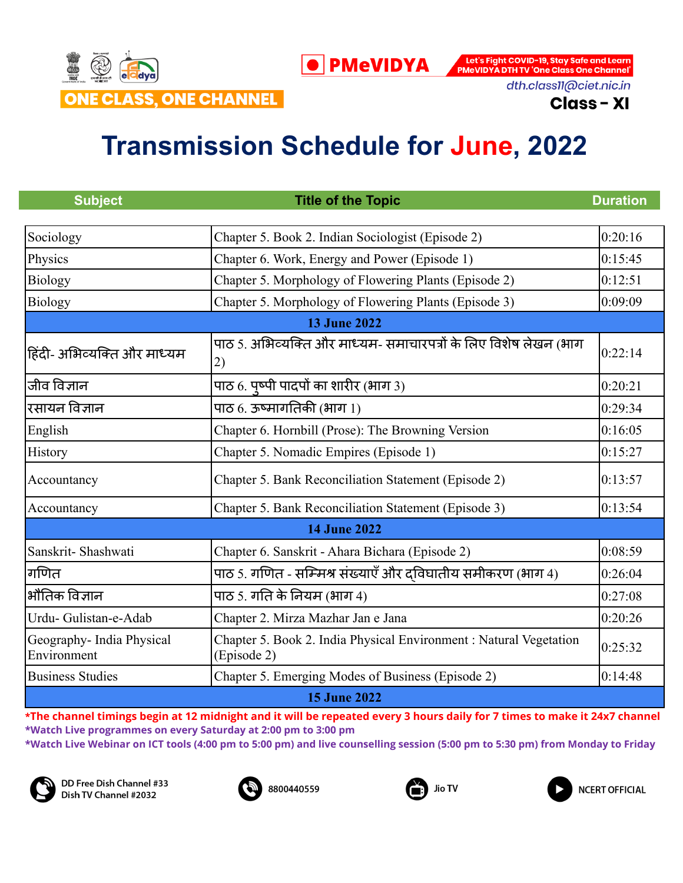ONE CLASS, ONE CHANNEL

PMeVIDYA

Let's Fight COVID-19, Stay Safe and Learn PMeVIDYA DTH TV 'One Class One Channel'

dth.class11@ciet.nic.in

**Class - XI**

# Transmission Schedule for June, 2022

| Subject | Title of the Topic | Duration |
|---|---|---|
| Sociology | Chapter 5. Book 2. Indian Sociologist (Episode 2) | 0:20:16 |
| Physics | Chapter 6. Work, Energy and Power (Episode 1) | 0:15:45 |
| Biology | Chapter 5. Morphology of Flowering Plants (Episode 2) | 0:12:51 |
| Biology | Chapter 5. Morphology of Flowering Plants (Episode 3) | 0:09:09 |
| **13 June 2022** | | |
| हिंदी- अभिव्यक्ति और माध्यम | पाठ 5. अभिव्यक्ति और माध्यम- समाचारपत्रों के लिए विशेष लेखन (भाग 2) | 0:22:14 |
| जीव विज्ञान | पाठ 6. पुष्पी पादपों का शारीर (भाग 3) | 0:20:21 |
| रसायन विज्ञान | पाठ 6. ऊष्मागतिकी (भाग 1) | 0:29:34 |
| English | Chapter 6. Hornbill (Prose): The Browning Version | 0:16:05 |
| History | Chapter 5. Nomadic Empires (Episode 1) | 0:15:27 |
| Accountancy | Chapter 5. Bank Reconciliation Statement (Episode 2) | 0:13:57 |
| Accountancy | Chapter 5. Bank Reconciliation Statement (Episode 3) | 0:13:54 |
| **14 June 2022** | | |
| Sanskrit- Shashwati | Chapter 6. Sanskrit - Ahara Bichara (Episode 2) | 0:08:59 |
| गणित | पाठ 5. गणित - सम्मिश्र संख्याएँ और द्विघातीय समीकरण (भाग 4) | 0:26:04 |
| भौतिक विज्ञान | पाठ 5. गति के नियम (भाग 4) | 0:27:08 |
| Urdu- Gulistan-e-Adab | Chapter 2. Mirza Mazhar Jan e Jana | 0:20:26 |
| Geography- India Physical Environment | Chapter 5. Book 2. India Physical Environment : Natural Vegetation (Episode 2) | 0:25:32 |
| Business Studies | Chapter 5. Emerging Modes of Business (Episode 2) | 0:14:48 |
| **15 June 2022** | | |

*The channel timings begin at 12 midnight and it will be repeated every 3 hours daily for 7 times to make it 24x7 channel

*Watch Live programmes on every Saturday at 2:00 pm to 3:00 pm

*Watch Live Webinar on ICT tools (4:00 pm to 5:00 pm) and live counselling session (5:00 pm to 5:30 pm) from Monday to Friday

DD Free Dish Channel #33
Dish TV Channel #2032

8800440559

Jio TV

NCERT OFFICIAL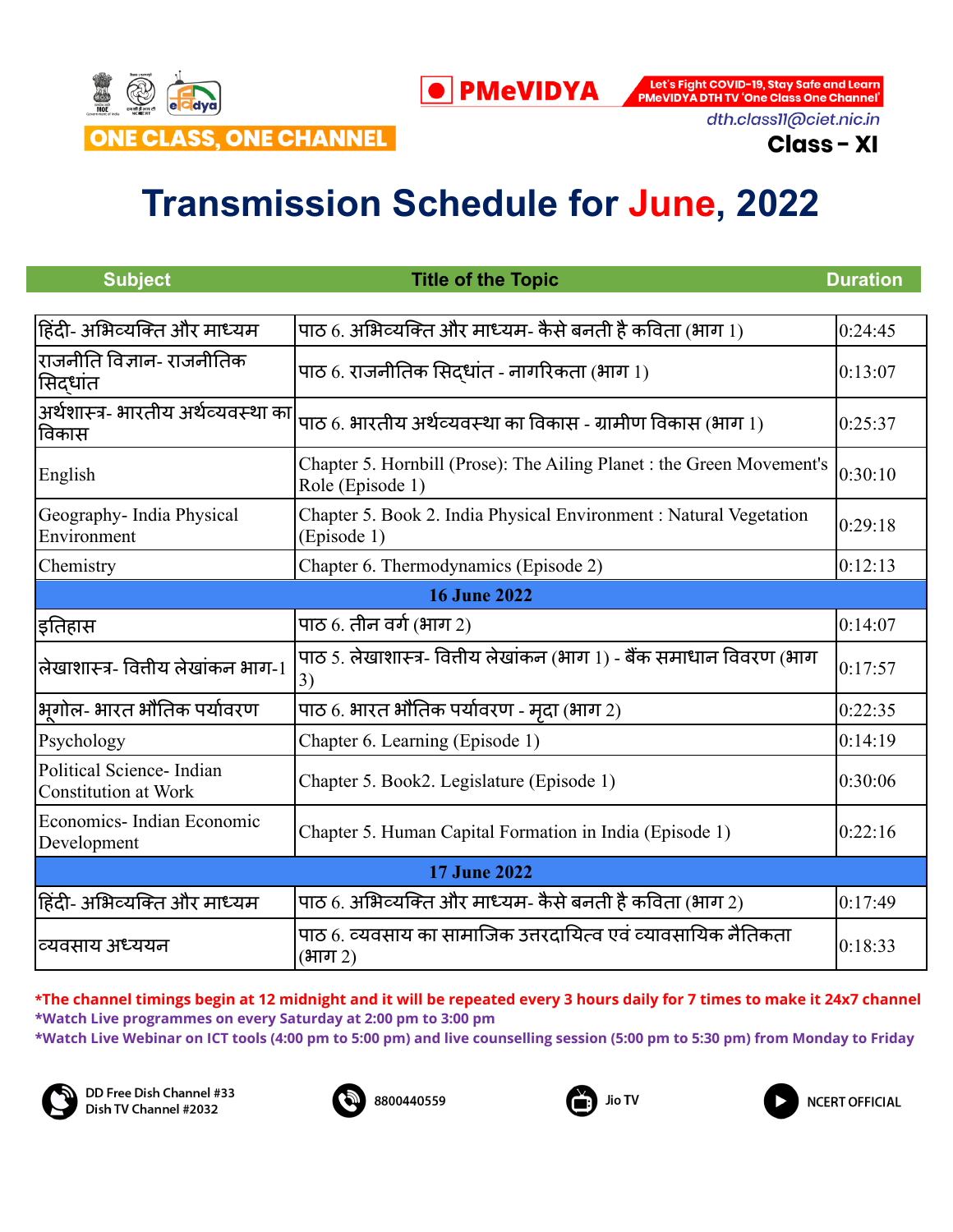ONE CLASS, ONE CHANNEL

PMeVIDYA

Let's Fight COVID-19, Stay Safe and Learn PMeVIDYA DTH TV 'One Class One Channel'

dth.class11@ciet.nic.in

**Class - XI**

# Transmission Schedule for June, 2022

| Subject | Title of the Topic | Duration |
|---|---|---|
| हिंदी- अभिव्यक्ति और माध्यम | पाठ 6. अभिव्यक्ति और माध्यम- कैसे बनती है कविता (भाग 1) | 0:24:45 |
| राजनीति विज्ञान- राजनीतिक सिद्धांत | पाठ 6. राजनीतिक सिद्धांत - नागरिकता (भाग 1) | 0:13:07 |
| अर्थशास्त्र- भारतीय अर्थव्यवस्था का विकास | पाठ 6. भारतीय अर्थव्यवस्था का विकास - ग्रामीण विकास (भाग 1) | 0:25:37 |
| English | Chapter 5. Hornbill (Prose): The Ailing Planet : the Green Movement's Role (Episode 1) | 0:30:10 |
| Geography- India Physical Environment | Chapter 5. Book 2. India Physical Environment : Natural Vegetation (Episode 1) | 0:29:18 |
| Chemistry | Chapter 6. Thermodynamics (Episode 2) | 0:12:13 |
| **16 June 2022** | | |
| इतिहास | पाठ 6. तीन वर्ग (भाग 2) | 0:14:07 |
| लेखाशास्त्र- वित्तीय लेखांकन भाग-1 | पाठ 5. लेखाशास्त्र- वित्तीय लेखांकन (भाग 1) - बैंक समाधान विवरण (भाग 3) | 0:17:57 |
| भूगोल- भारत भौतिक पर्यावरण | पाठ 6. भारत भौतिक पर्यावरण - मृदा (भाग 2) | 0:22:35 |
| Psychology | Chapter 6. Learning (Episode 1) | 0:14:19 |
| Political Science- Indian Constitution at Work | Chapter 5. Book2. Legislature (Episode 1) | 0:30:06 |
| Economics- Indian Economic Development | Chapter 5. Human Capital Formation in India (Episode 1) | 0:22:16 |
| **17 June 2022** | | |
| हिंदी- अभिव्यक्ति और माध्यम | पाठ 6. अभिव्यक्ति और माध्यम- कैसे बनती है कविता (भाग 2) | 0:17:49 |
| व्यवसाय अध्ययन | पाठ 6. व्यवसाय का सामाजिक उत्तरदायित्व एवं व्यावसायिक नैतिकता (भाग 2) | 0:18:33 |

*The channel timings begin at 12 midnight and it will be repeated every 3 hours daily for 7 times to make it 24x7 channel

*Watch Live programmes on every Saturday at 2:00 pm to 3:00 pm

*Watch Live Webinar on ICT tools (4:00 pm to 5:00 pm) and live counselling session (5:00 pm to 5:30 pm) from Monday to Friday

DD Free Dish Channel #33
Dish TV Channel #2032

8800440559

Jio TV

NCERT OFFICIAL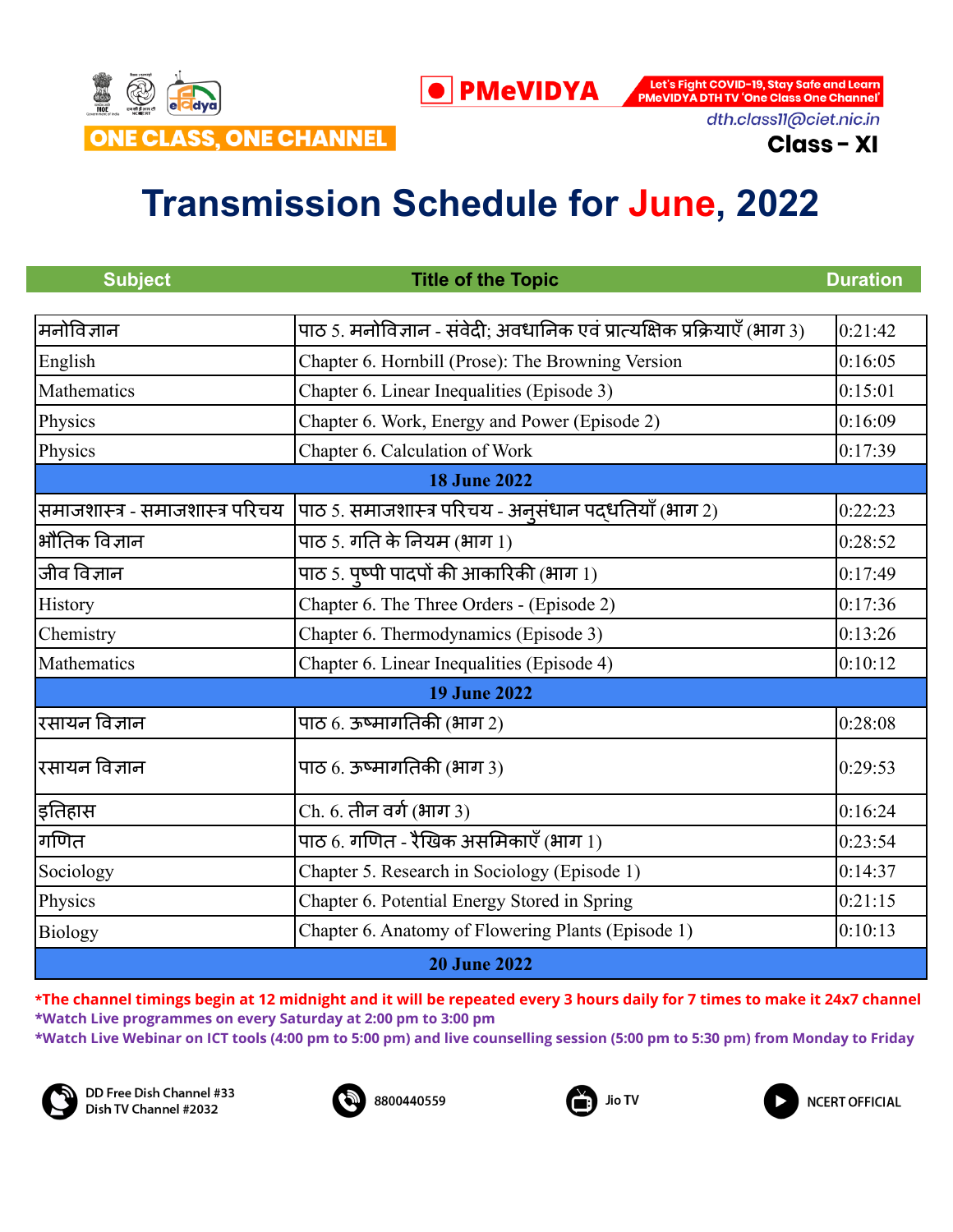ONE CLASS, ONE CHANNEL

PMeVIDYA

Let's Fight COVID-19, Stay Safe and Learn PMeVIDYA DTH TV 'One Class One Channel'

dth.class11@ciet.nic.in

**Class - XI**

# Transmission Schedule for June, 2022

| Subject | Title of the Topic | Duration |
|---|---|---|
| मनोविज्ञान | पाठ 5. मनोविज्ञान - संवेदी; अवधानिक एवं प्रात्यक्षिक प्रक्रियाएँ (भाग 3) | 0:21:42 |
| English | Chapter 6. Hornbill (Prose): The Browning Version | 0:16:05 |
| Mathematics | Chapter 6. Linear Inequalities (Episode 3) | 0:15:01 |
| Physics | Chapter 6. Work, Energy and Power (Episode 2) | 0:16:09 |
| Physics | Chapter 6. Calculation of Work | 0:17:39 |
| **18 June 2022** | | |
| समाजशास्त्र - समाजशास्त्र परिचय | पाठ 5. समाजशास्त्र परिचय - अनुसंधान पद्धतियाँ (भाग 2) | 0:22:23 |
| भौतिक विज्ञान | पाठ 5. गति के नियम (भाग 1) | 0:28:52 |
| जीव विज्ञान | पाठ 5. पुष्पी पादपों की आकारिकी (भाग 1) | 0:17:49 |
| History | Chapter 6. The Three Orders - (Episode 2) | 0:17:36 |
| Chemistry | Chapter 6. Thermodynamics (Episode 3) | 0:13:26 |
| Mathematics | Chapter 6. Linear Inequalities (Episode 4) | 0:10:12 |
| **19 June 2022** | | |
| रसायन विज्ञान | पाठ 6. ऊष्मागतिकी (भाग 2) | 0:28:08 |
| रसायन विज्ञान | पाठ 6. ऊष्मागतिकी (भाग 3) | 0:29:53 |
| इतिहास | Ch. 6. तीन वर्ग (भाग 3) | 0:16:24 |
| गणित | पाठ 6. गणित - रैखिक असमिकाएँ (भाग 1) | 0:23:54 |
| Sociology | Chapter 5. Research in Sociology (Episode 1) | 0:14:37 |
| Physics | Chapter 6. Potential Energy Stored in Spring | 0:21:15 |
| Biology | Chapter 6. Anatomy of Flowering Plants (Episode 1) | 0:10:13 |
| **20 June 2022** | | |

*The channel timings begin at 12 midnight and it will be repeated every 3 hours daily for 7 times to make it 24x7 channel

*Watch Live programmes on every Saturday at 2:00 pm to 3:00 pm

*Watch Live Webinar on ICT tools (4:00 pm to 5:00 pm) and live counselling session (5:00 pm to 5:30 pm) from Monday to Friday

DD Free Dish Channel #33 Dish TV Channel #2032 | 8800440559 | Jio TV | NCERT OFFICIAL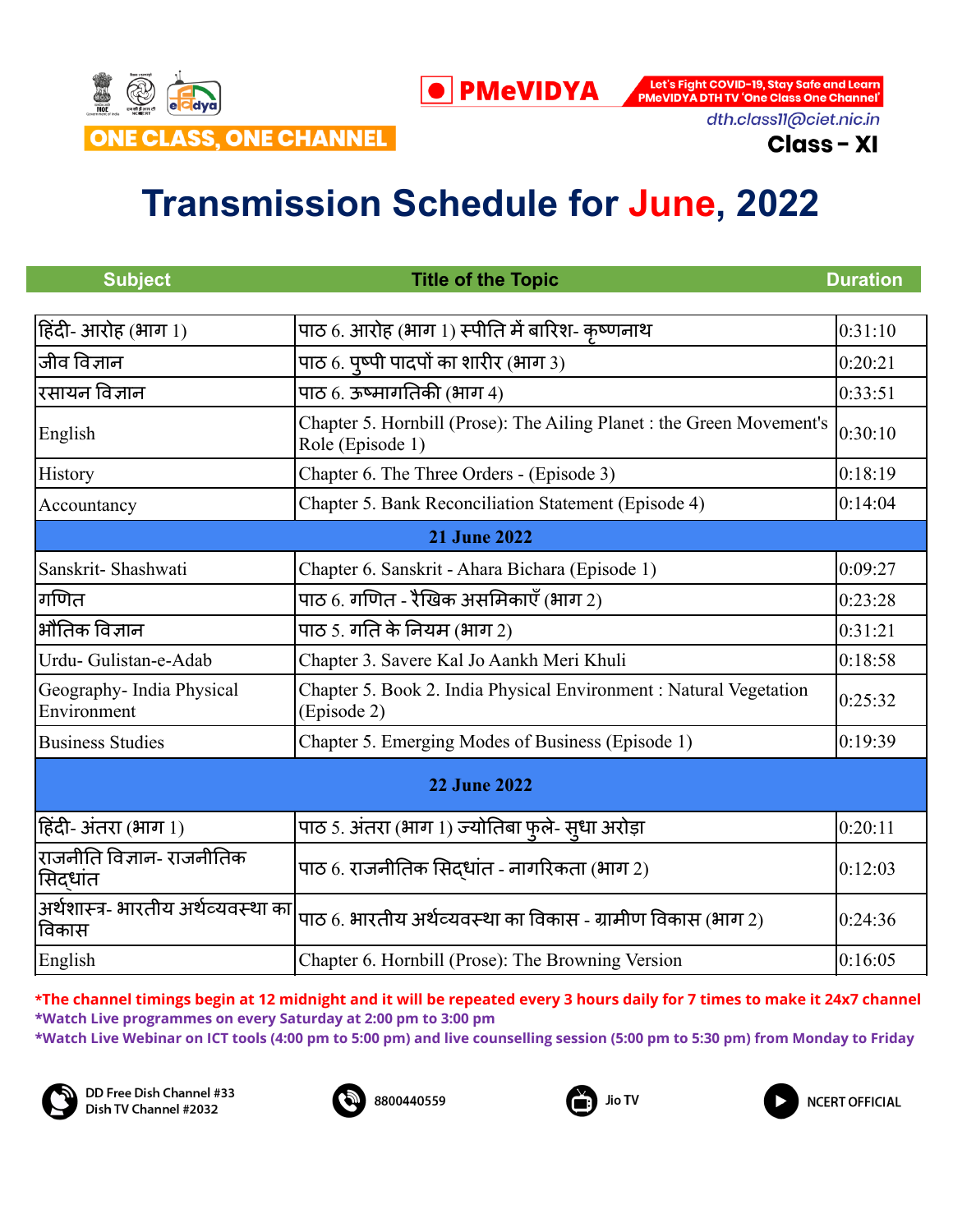ONE CLASS, ONE CHANNEL

PMeVIDYA

Let's Fight COVID-19, Stay Safe and Learn PMeVIDYA DTH TV 'One Class One Channel'

dth.class11@ciet.nic.in

**Class - XI**

# Transmission Schedule for June, 2022

| Subject | Title of the Topic | Duration |
|---|---|---|
| हिंदी- आरोह (भाग 1) | पाठ 6. आरोह (भाग 1) स्पीति में बारिश- कृष्णनाथ | 0:31:10 |
| जीव विज्ञान | पाठ 6. पुष्पी पादपों का शारीर (भाग 3) | 0:20:21 |
| रसायन विज्ञान | पाठ 6. ऊष्मागतिकी (भाग 4) | 0:33:51 |
| English | Chapter 5. Hornbill (Prose): The Ailing Planet : the Green Movement's Role (Episode 1) | 0:30:10 |
| History | Chapter 6. The Three Orders - (Episode 3) | 0:18:19 |
| Accountancy | Chapter 5. Bank Reconciliation Statement (Episode 4) | 0:14:04 |
| **21 June 2022** | | |
| Sanskrit- Shashwati | Chapter 6. Sanskrit - Ahara Bichara (Episode 1) | 0:09:27 |
| गणित | पाठ 6. गणित - रैखिक असमिकाएँ (भाग 2) | 0:23:28 |
| भौतिक विज्ञान | पाठ 5. गति के नियम (भाग 2) | 0:31:21 |
| Urdu- Gulistan-e-Adab | Chapter 3. Savere Kal Jo Aankh Meri Khuli | 0:18:58 |
| Geography- India Physical Environment | Chapter 5. Book 2. India Physical Environment : Natural Vegetation (Episode 2) | 0:25:32 |
| Business Studies | Chapter 5. Emerging Modes of Business (Episode 1) | 0:19:39 |
| **22 June 2022** | | |
| हिंदी- अंतरा (भाग 1) | पाठ 5. अंतरा (भाग 1) ज्योतिबा फुले- सुधा अरोड़ा | 0:20:11 |
| राजनीति विज्ञान- राजनीतिक सिद्धांत | पाठ 6. राजनीतिक सिद्धांत - नागरिकता (भाग 2) | 0:12:03 |
| अर्थशास्त्र- भारतीय अर्थव्यवस्था का विकास | पाठ 6. भारतीय अर्थव्यवस्था का विकास - ग्रामीण विकास (भाग 2) | 0:24:36 |
| English | Chapter 6. Hornbill (Prose): The Browning Version | 0:16:05 |

*The channel timings begin at 12 midnight and it will be repeated every 3 hours daily for 7 times to make it 24x7 channel

*Watch Live programmes on every Saturday at 2:00 pm to 3:00 pm

*Watch Live Webinar on ICT tools (4:00 pm to 5:00 pm) and live counselling session (5:00 pm to 5:30 pm) from Monday to Friday

DD Free Dish Channel #33
Dish TV Channel #2032

8800440559

Jio TV

NCERT OFFICIAL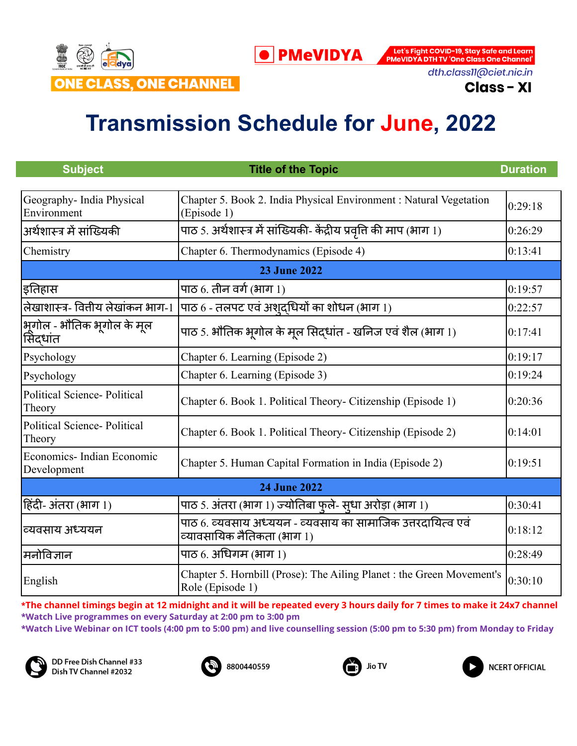ONE CLASS, ONE CHANNEL

PMeVIDYA

Let's Fight COVID-19, Stay Safe and Learn PMeVIDYA DTH TV 'One Class One Channel'

dth.class11@ciet.nic.in

**Class - XI**

# Transmission Schedule for June, 2022

| Subject | Title of the Topic | Duration |
|---|---|---|
| Geography- India Physical Environment | Chapter 5. Book 2. India Physical Environment : Natural Vegetation (Episode 1) | 0:29:18 |
| अर्थशास्त्र में सांख्यिकी | पाठ 5. अर्थशास्त्र में सांख्यिकी- केंद्रीय प्रवृत्ति की माप (भाग 1) | 0:26:29 |
| Chemistry | Chapter 6. Thermodynamics (Episode 4) | 0:13:41 |
| **23 June 2022** | | |
| इतिहास | पाठ 6. तीन वर्ग (भाग 1) | 0:19:57 |
| लेखाशास्त्र- वित्तीय लेखांकन भाग-1 | पाठ 6 - तलपट एवं अशुद्धियों का शोधन (भाग 1) | 0:22:57 |
| भूगोल - भौतिक भूगोल के मूल सिद्धांत | पाठ 5. भौतिक भूगोल के मूल सिद्धांत - खनिज एवं शैल (भाग 1) | 0:17:41 |
| Psychology | Chapter 6. Learning (Episode 2) | 0:19:17 |
| Psychology | Chapter 6. Learning (Episode 3) | 0:19:24 |
| Political Science- Political Theory | Chapter 6. Book 1. Political Theory- Citizenship (Episode 1) | 0:20:36 |
| Political Science- Political Theory | Chapter 6. Book 1. Political Theory- Citizenship (Episode 2) | 0:14:01 |
| Economics- Indian Economic Development | Chapter 5. Human Capital Formation in India (Episode 2) | 0:19:51 |
| **24 June 2022** | | |
| हिंदी- अंतरा (भाग 1) | पाठ 5. अंतरा (भाग 1) ज्योतिबा फुले- सुधा अरोड़ा (भाग 1) | 0:30:41 |
| व्यवसाय अध्ययन | पाठ 6. व्यवसाय अध्ययन - व्यवसाय का सामाजिक उत्तरदायित्व एवं व्यावसायिक नैतिकता (भाग 1) | 0:18:12 |
| मनोविज्ञान | पाठ 6. अधिगम (भाग 1) | 0:28:49 |
| English | Chapter 5. Hornbill (Prose): The Ailing Planet : the Green Movement's Role (Episode 1) | 0:30:10 |

*The channel timings begin at 12 midnight and it will be repeated every 3 hours daily for 7 times to make it 24x7 channel

*Watch Live programmes on every Saturday at 2:00 pm to 3:00 pm

*Watch Live Webinar on ICT tools (4:00 pm to 5:00 pm) and live counselling session (5:00 pm to 5:30 pm) from Monday to Friday

DD Free Dish Channel #33
Dish TV Channel #2032

8800440559

Jio TV

NCERT OFFICIAL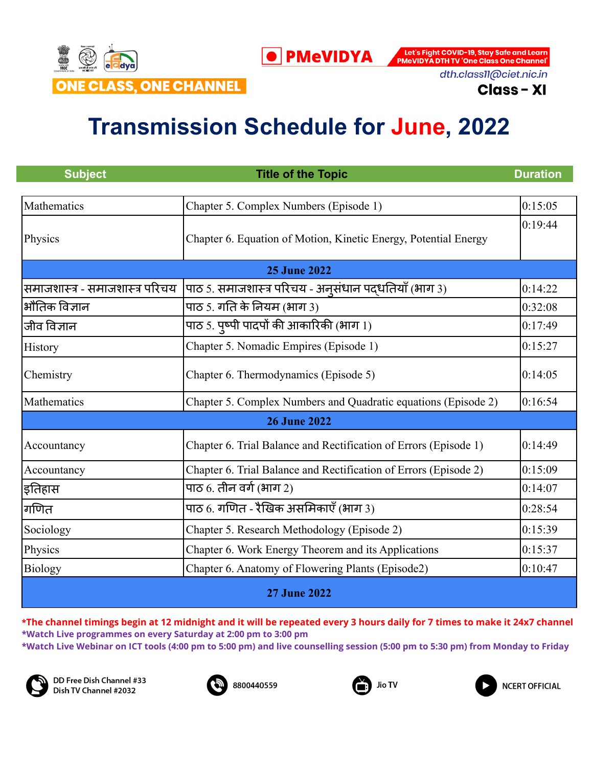ONE CLASS, ONE CHANNEL

PMeVIDYA

Let's Fight COVID-19, Stay Safe and Learn PMeVIDYA DTH TV 'One Class One Channel'

dth.class11@ciet.nic.in

**Class - XI**

# Transmission Schedule for June, 2022

| Subject | Title of the Topic | Duration |
|---|---|---|
| Mathematics | Chapter 5. Complex Numbers (Episode 1) | 0:15:05 |
| Physics | Chapter 6. Equation of Motion, Kinetic Energy, Potential Energy | 0:19:44 |
| **25 June 2022** | | |
| समाजशास्त्र - समाजशास्त्र परिचय | पाठ 5. समाजशास्त्र परिचय - अनुसंधान पद्धतियाँ (भाग 3) | 0:14:22 |
| भौतिक विज्ञान | पाठ 5. गति के नियम (भाग 3) | 0:32:08 |
| जीव विज्ञान | पाठ 5. पुष्पी पादपों की आकारिकी (भाग 1) | 0:17:49 |
| History | Chapter 5. Nomadic Empires (Episode 1) | 0:15:27 |
| Chemistry | Chapter 6. Thermodynamics (Episode 5) | 0:14:05 |
| Mathematics | Chapter 5. Complex Numbers and Quadratic equations (Episode 2) | 0:16:54 |
| **26 June 2022** | | |
| Accountancy | Chapter 6. Trial Balance and Rectification of Errors (Episode 1) | 0:14:49 |
| Accountancy | Chapter 6. Trial Balance and Rectification of Errors (Episode 2) | 0:15:09 |
| इतिहास | पाठ 6. तीन वर्ग (भाग 2) | 0:14:07 |
| गणित | पाठ 6. गणित - रैखिक असमिकाएँ (भाग 3) | 0:28:54 |
| Sociology | Chapter 5. Research Methodology (Episode 2) | 0:15:39 |
| Physics | Chapter 6. Work Energy Theorem and its Applications | 0:15:37 |
| Biology | Chapter 6. Anatomy of Flowering Plants (Episode2) | 0:10:47 |
| **27 June 2022** | | |

*The channel timings begin at 12 midnight and it will be repeated every 3 hours daily for 7 times to make it 24x7 channel
*Watch Live programmes on every Saturday at 2:00 pm to 3:00 pm
*Watch Live Webinar on ICT tools (4:00 pm to 5:00 pm) and live counselling session (5:00 pm to 5:30 pm) from Monday to Friday

DD Free Dish Channel #33
Dish TV Channel #2032

8800440559

Jio TV

NCERT OFFICIAL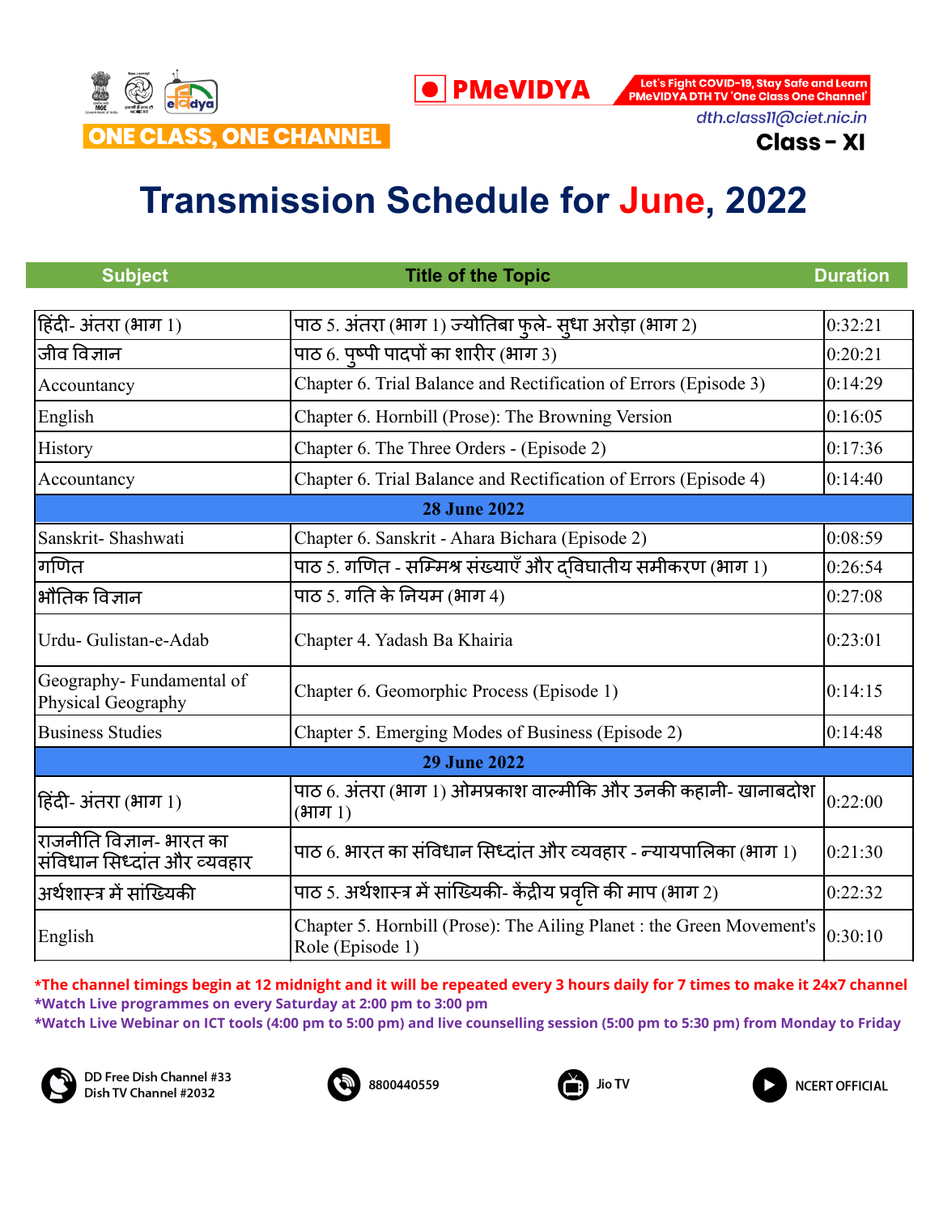ONE CLASS, ONE CHANNEL

PMeVIDYA

Let's Fight COVID-19, Stay Safe and Learn PMeVIDYA DTH TV 'One Class One Channel'

dth.class11@ciet.nic.in

**Class - XI**

# Transmission Schedule for June, 2022

| Subject | Title of the Topic | Duration |
|---|---|---|
| हिंदी- अंतरा (भाग 1) | पाठ 5. अंतरा (भाग 1) ज्योतिबा फुले- सुधा अरोड़ा (भाग 2) | 0:32:21 |
| जीव विज्ञान | पाठ 6. पुष्पी पादपों का शारीर (भाग 3) | 0:20:21 |
| Accountancy | Chapter 6. Trial Balance and Rectification of Errors (Episode 3) | 0:14:29 |
| English | Chapter 6. Hornbill (Prose): The Browning Version | 0:16:05 |
| History | Chapter 6. The Three Orders - (Episode 2) | 0:17:36 |
| Accountancy | Chapter 6. Trial Balance and Rectification of Errors (Episode 4) | 0:14:40 |
| **28 June 2022** | | |
| Sanskrit- Shashwati | Chapter 6. Sanskrit - Ahara Bichara (Episode 2) | 0:08:59 |
| गणित | पाठ 5. गणित - सम्मिश्र संख्याएँ और द्विघातीय समीकरण (भाग 1) | 0:26:54 |
| भौतिक विज्ञान | पाठ 5. गति के नियम (भाग 4) | 0:27:08 |
| Urdu- Gulistan-e-Adab | Chapter 4. Yadash Ba Khairia | 0:23:01 |
| Geography- Fundamental of Physical Geography | Chapter 6. Geomorphic Process (Episode 1) | 0:14:15 |
| Business Studies | Chapter 5. Emerging Modes of Business (Episode 2) | 0:14:48 |
| **29 June 2022** | | |
| हिंदी- अंतरा (भाग 1) | पाठ 6. अंतरा (भाग 1) ओमप्रकाश वाल्मीकि और उनकी कहानी- खानाबदोश (भाग 1) | 0:22:00 |
| राजनीति विज्ञान- भारत का संविधान सिध्दांत और व्यवहार | पाठ 6. भारत का संविधान सिध्दांत और व्यवहार - न्यायपालिका (भाग 1) | 0:21:30 |
| अर्थशास्त्र में सांख्यिकी | पाठ 5. अर्थशास्त्र में सांख्यिकी- केंद्रीय प्रवृत्ति की माप (भाग 2) | 0:22:32 |
| English | Chapter 5. Hornbill (Prose): The Ailing Planet : the Green Movement's Role (Episode 1) | 0:30:10 |

*The channel timings begin at 12 midnight and it will be repeated every 3 hours daily for 7 times to make it 24x7 channel

*Watch Live programmes on every Saturday at 2:00 pm to 3:00 pm

*Watch Live Webinar on ICT tools (4:00 pm to 5:00 pm) and live counselling session (5:00 pm to 5:30 pm) from Monday to Friday

DD Free Dish Channel #33
Dish TV Channel #2032

8800440559

Jio TV

NCERT OFFICIAL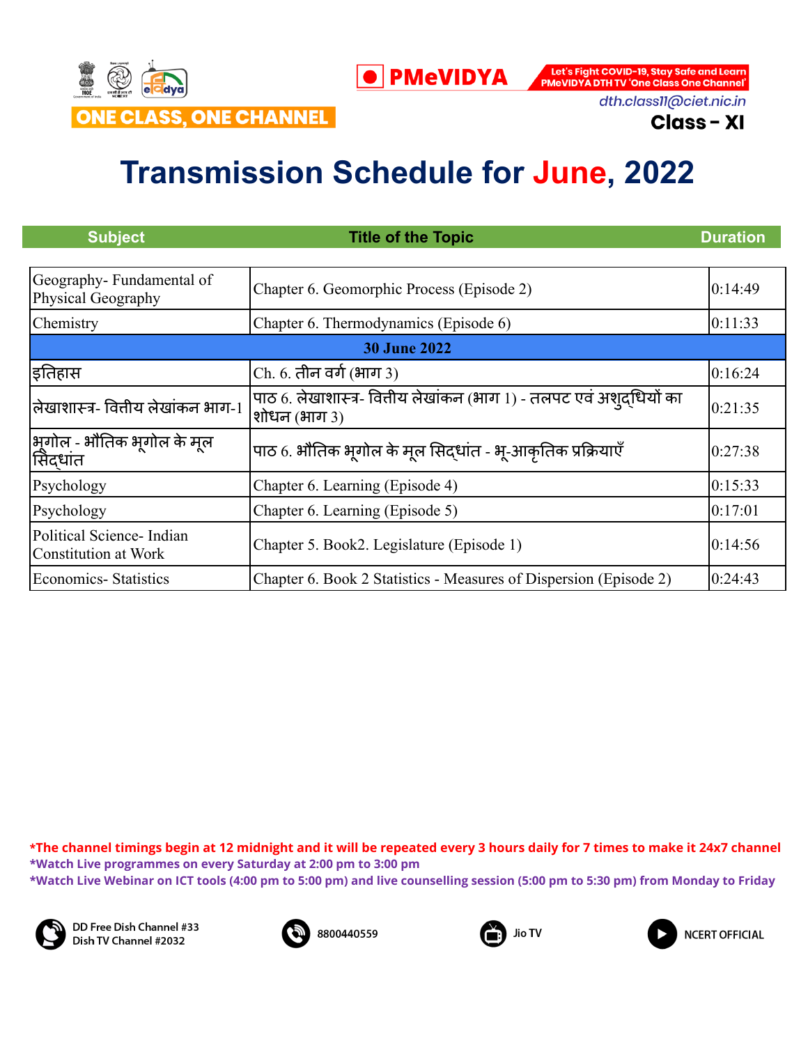ONE CLASS, ONE CHANNEL

PMeVIDYA

Let's Fight COVID-19, Stay Safe and Learn PMeVIDYA DTH TV 'One Class One Channel'

dth.class11@ciet.nic.in

**Class - XI**

# Transmission Schedule for June, 2022

| Subject | Title of the Topic | Duration |
|---|---|---|
| Geography- Fundamental of Physical Geography | Chapter 6. Geomorphic Process (Episode 2) | 0:14:49 |
| Chemistry | Chapter 6. Thermodynamics (Episode 6) | 0:11:33 |
| **30 June 2022** | | |
| इतिहास | Ch. 6. तीन वर्ग (भाग 3) | 0:16:24 |
| लेखाशास्त्र- वित्तीय लेखांकन भाग-1 | पाठ 6. लेखाशास्त्र- वित्तीय लेखांकन (भाग 1) - तलपट एवं अशुद्धियों का शोधन (भाग 3) | 0:21:35 |
| भूगोल - भौतिक भूगोल के मूल सिद्धांत | पाठ 6. भौतिक भूगोल के मूल सिद्धांत - भू-आकृतिक प्रक्रियाएँ | 0:27:38 |
| Psychology | Chapter 6. Learning (Episode 4) | 0:15:33 |
| Psychology | Chapter 6. Learning (Episode 5) | 0:17:01 |
| Political Science- Indian Constitution at Work | Chapter 5. Book2. Legislature (Episode 1) | 0:14:56 |
| Economics- Statistics | Chapter 6. Book 2 Statistics - Measures of Dispersion (Episode 2) | 0:24:43 |

*The channel timings begin at 12 midnight and it will be repeated every 3 hours daily for 7 times to make it 24x7 channel

*Watch Live programmes on every Saturday at 2:00 pm to 3:00 pm

*Watch Live Webinar on ICT tools (4:00 pm to 5:00 pm) and live counselling session (5:00 pm to 5:30 pm) from Monday to Friday

DD Free Dish Channel #33
Dish TV Channel #2032

8800440559

Jio TV

NCERT OFFICIAL